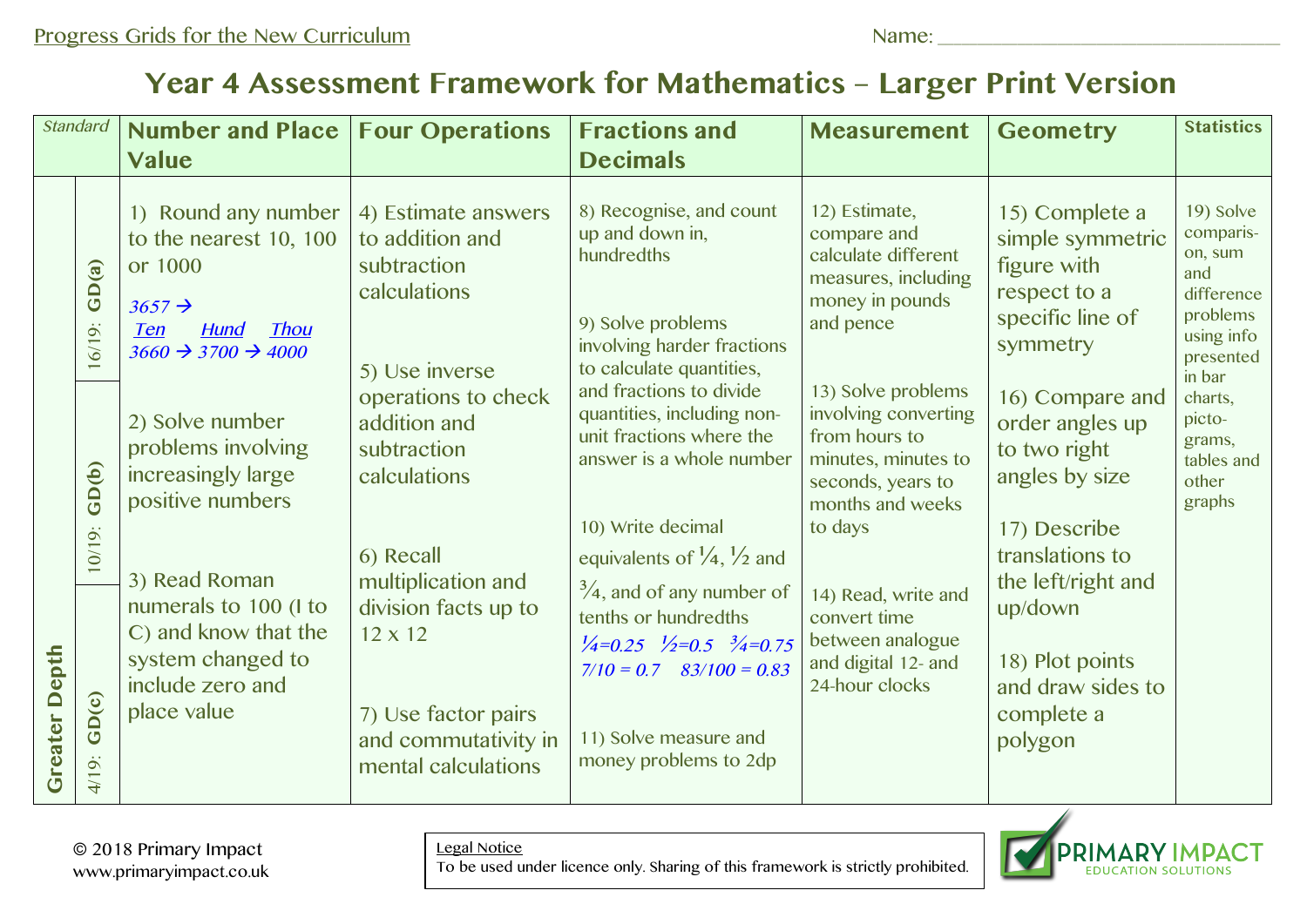Progress Grids for the New Curriculum

Name: ______________________________

# Year 4 Assessment Framework for Mathematics – Larger Print Version

| Standard | | Number and Place Value | Four Operations | Fractions and Decimals | Measurement | Geometry | Statistics |
|---|---|---|---|---|---|---|---|
| Greater Depth | 16/19: GD(a) <br> 10/19: GD(b) <br> 4/19: GD(c) | 1) Round any number to the nearest 10, 100 or 1000 <br> *3657 → <br> Ten Hund Thou <br> 3660 → 3700 → 4000* <br><br> 2) Solve number problems involving increasingly large positive numbers <br><br> 3) Read Roman numerals to 100 (I to C) and know that the system changed to include zero and place value | 4) Estimate answers to addition and subtraction calculations <br><br> 5) Use inverse operations to check addition and subtraction calculations <br><br> 6) Recall multiplication and division facts up to 12 x 12 <br><br> 7) Use factor pairs and commutativity in mental calculations | 8) Recognise, and count up and down in, hundredths <br><br> 9) Solve problems involving harder fractions to calculate quantities, and fractions to divide quantities, including non-unit fractions where the answer is a whole number <br><br> 10) Write decimal equivalents of ¼, ½ and ¾, and of any number of tenths or hundredths <br> *¼=0.25 ½=0.5 ¾=0.75 <br> 7/10 = 0.7 83/100 = 0.83* <br><br> 11) Solve measure and money problems to 2dp | 12) Estimate, compare and calculate different measures, including money in pounds and pence <br><br> 13) Solve problems involving converting from hours to minutes, minutes to seconds, years to months and weeks to days <br><br> 14) Read, write and convert time between analogue and digital 12- and 24-hour clocks | 15) Complete a simple symmetric figure with respect to a specific line of symmetry <br><br> 16) Compare and order angles up to two right angles by size <br><br> 17) Describe translations to the left/right and up/down <br><br> 18) Plot points and draw sides to complete a polygon | 19) Solve comparison, sum and difference problems using info presented in bar charts, pictograms, tables and other graphs |

© 2018 Primary Impact
www.primaryimpact.co.uk

Legal Notice
To be used under licence only. Sharing of this framework is strictly prohibited.

PRIMARY IMPACT
EDUCATION SOLUTIONS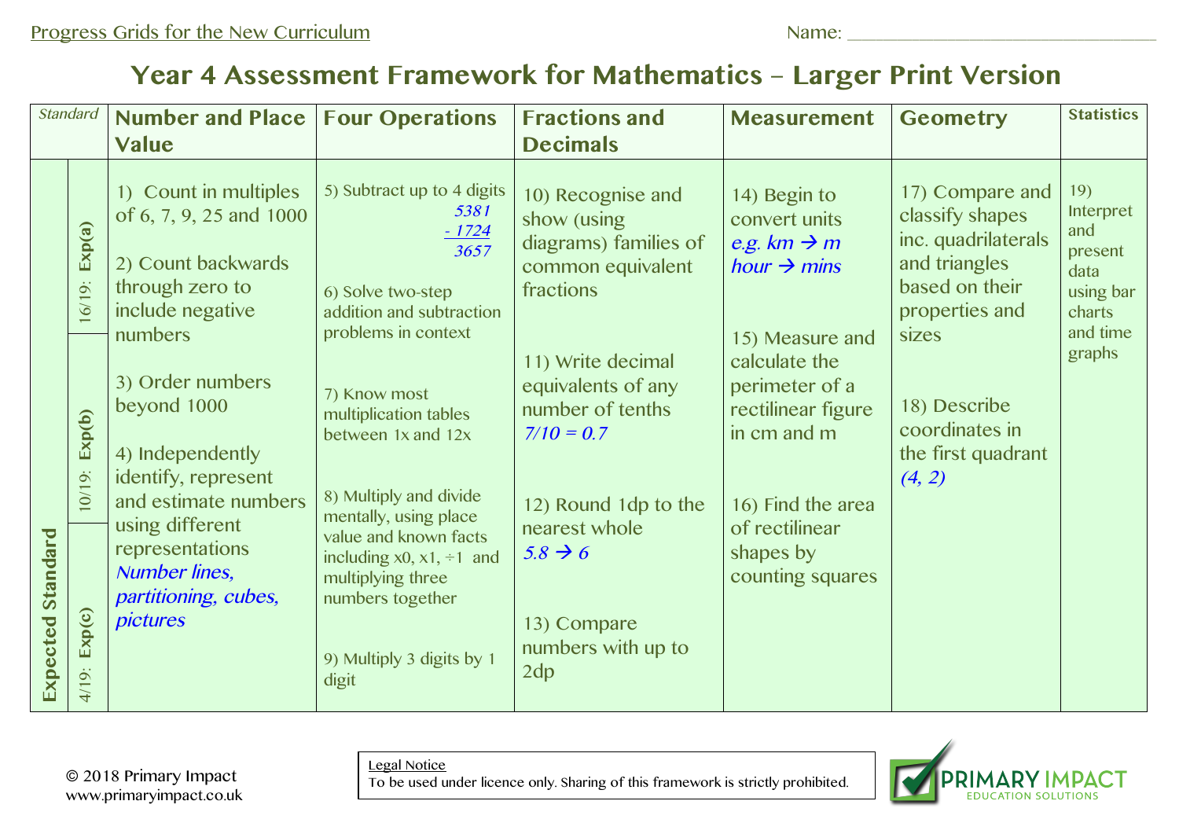Progress Grids for the New Curriculum

Name: ______________________________

# Year 4 Assessment Framework for Mathematics – Larger Print Version

| *Standard* | | Number and Place Value | Four Operations | Fractions and Decimals | Measurement | Geometry | Statistics |
|---|---|---|---|---|---|---|---|
| **Expected Standard** | 16/19: **Exp(a)** / 10/19: **Exp(b)** / 4/19: **Exp(c)** | 1) Count in multiples of 6, 7, 9, 25 and 1000<br><br>2) Count backwards through zero to include negative numbers<br><br>3) Order numbers beyond 1000<br><br>4) Independently identify, represent and estimate numbers using different representations *Number lines, partitioning, cubes, pictures* | 5) Subtract up to 4 digits *5381 - 1724 = 3657*<br><br>6) Solve two-step addition and subtraction problems in context<br><br>7) Know most multiplication tables between 1x and 12x<br><br>8) Multiply and divide mentally, using place value and known facts including x0, x1, ÷1 and multiplying three numbers together<br><br>9) Multiply 3 digits by 1 digit | 10) Recognise and show (using diagrams) families of common equivalent fractions<br><br>11) Write decimal equivalents of any number of tenths *7/10 = 0.7*<br><br>12) Round 1dp to the nearest whole *5.8 → 6*<br><br>13) Compare numbers with up to 2dp | 14) Begin to convert units *e.g. km → m, hour → mins*<br><br>15) Measure and calculate the perimeter of a rectilinear figure in cm and m<br><br>16) Find the area of rectilinear shapes by counting squares | 17) Compare and classify shapes inc. quadrilaterals and triangles based on their properties and sizes<br><br>18) Describe coordinates in the first quadrant *(4, 2)* | 19) Interpret and present data using bar charts and time graphs |

© 2018 Primary Impact
www.primaryimpact.co.uk

Legal Notice
To be used under licence only. Sharing of this framework is strictly prohibited.

PRIMARY IMPACT
EDUCATION SOLUTIONS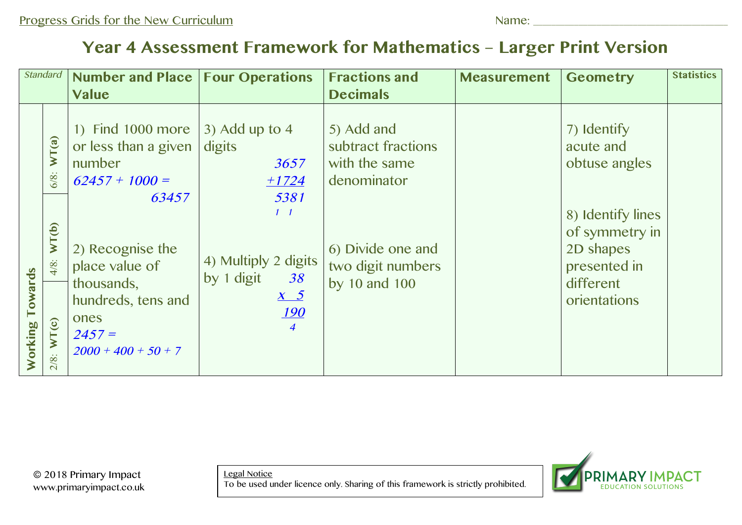Progress Grids for the New Curriculum | Name: ______________________________

# Year 4 Assessment Framework for Mathematics – Larger Print Version

| *Standard* | | Number and Place Value | Four Operations | Fractions and Decimals | Measurement | Geometry | Statistics |
|---|---|---|---|---|---|---|---|
| Working Towards | 6/8: WT(a) | 1) Find 1000 more or less than a given number *62457 + 1000 = 63457* | 3) Add up to 4 digits *3657 +1724 5381* (carried: *1 1*) | 5) Add and subtract fractions with the same denominator | | 7) Identify acute and obtuse angles | |
| | 4/8: WT(b) | 2) Recognise the place value of thousands, hundreds, tens and ones *2457 = 2000 + 400 + 50 + 7* | 4) Multiply 2 digits by 1 digit *38 x 5 190* (carried: *4*) | 6) Divide one and two digit numbers by 10 and 100 | | 8) Identify lines of symmetry in 2D shapes presented in different orientations | |
| | 2/8: WT(c) | | | | | | |

© 2018 Primary Impact
www.primaryimpact.co.uk

Legal Notice
To be used under licence only. Sharing of this framework is strictly prohibited.

PRIMARY IMPACT
EDUCATION SOLUTIONS